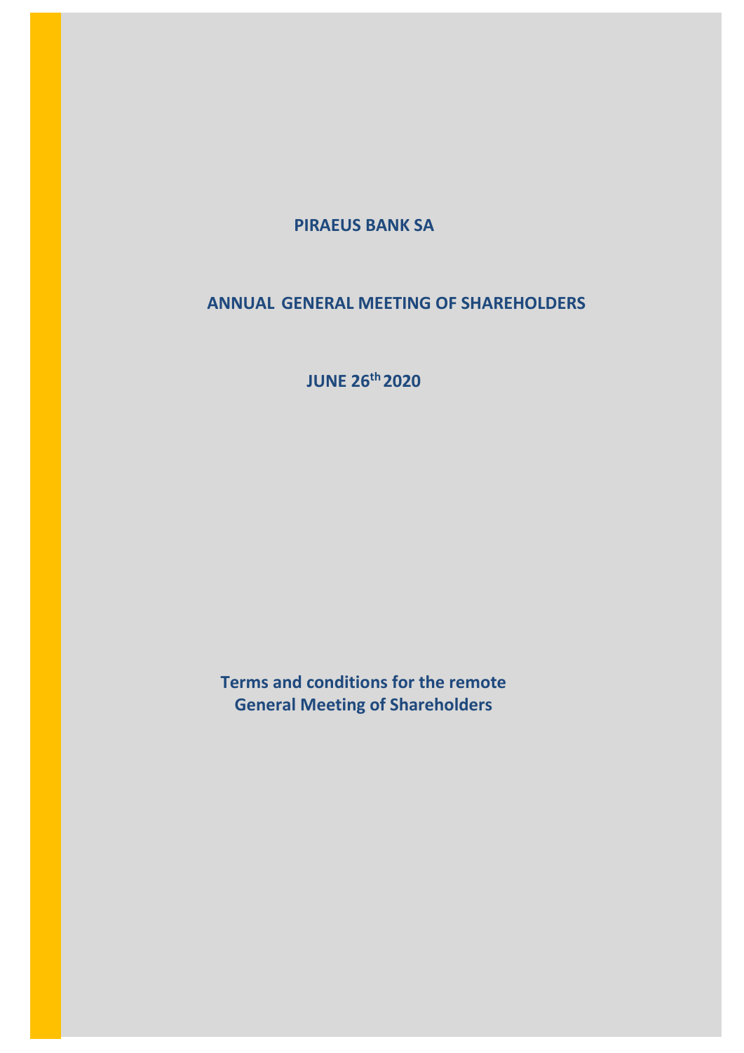# PIRAEUS BANK SA

## ANNUAL GENERAL MEETING OF SHAREHOLDERS

**JUNE 26th 2020**

**Terms and conditions for the remote General Meeting of Shareholders**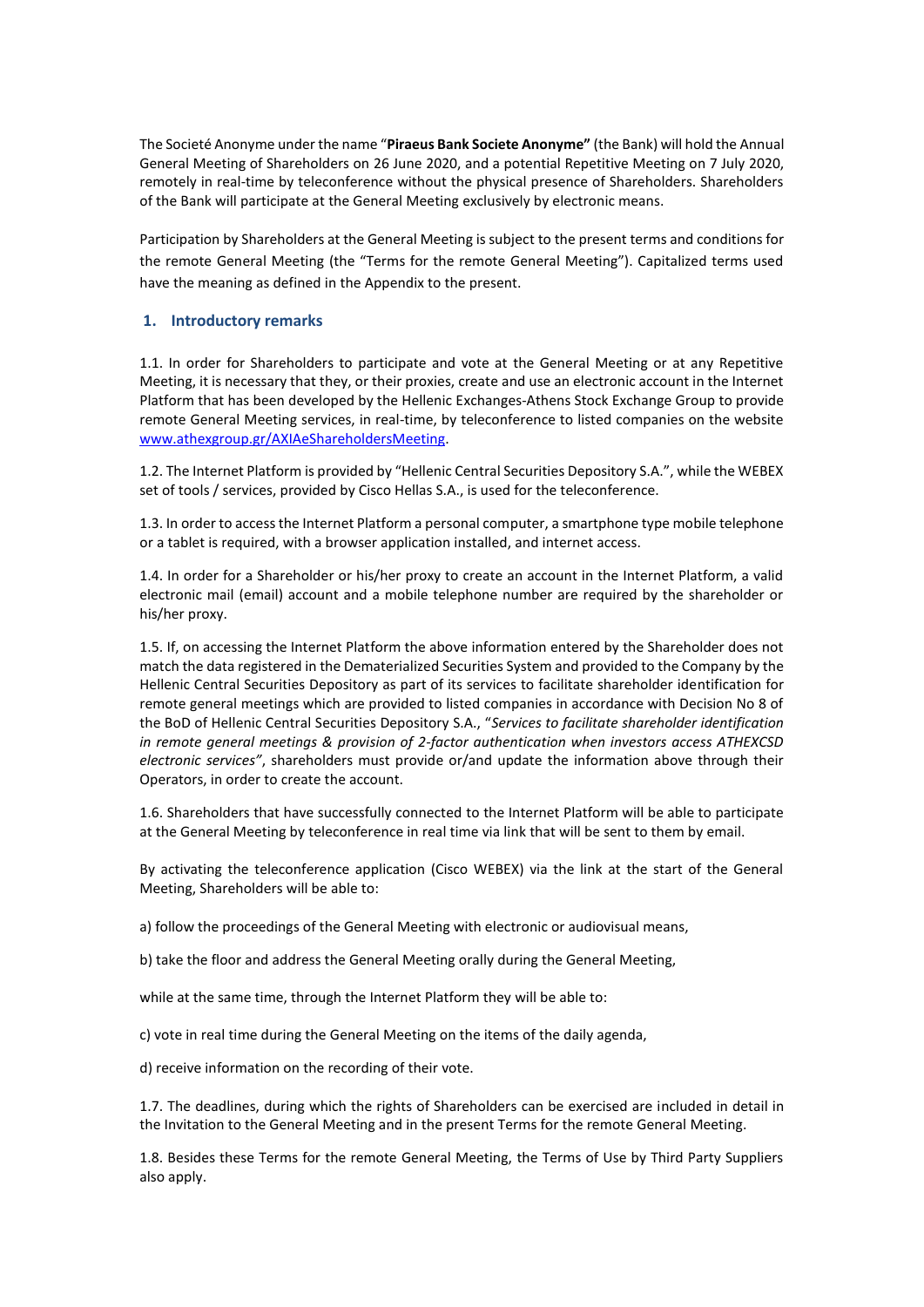The Societé Anonyme under the name "**Piraeus Bank Societe Anonyme"** (the Bank) will hold the Annual General Meeting of Shareholders on 26 June 2020, and a potential Repetitive Meeting on 7 July 2020, remotely in real-time by teleconference without the physical presence of Shareholders. Shareholders of the Bank will participate at the General Meeting exclusively by electronic means.

Participation by Shareholders at the General Meeting is subject to the present terms and conditions for the remote General Meeting (the "Terms for the remote General Meeting"). Capitalized terms used have the meaning as defined in the Appendix to the present.

## 1. Introductory remarks

1.1. In order for Shareholders to participate and vote at the General Meeting or at any Repetitive Meeting, it is necessary that they, or their proxies, create and use an electronic account in the Internet Platform that has been developed by the Hellenic Exchanges-Athens Stock Exchange Group to provide remote General Meeting services, in real-time, by teleconference to listed companies on the website www.athexgroup.gr/AXIAeShareholdersMeeting.

1.2. The Internet Platform is provided by "Hellenic Central Securities Depository S.A.", while the WEBEX set of tools / services, provided by Cisco Hellas S.A., is used for the teleconference.

1.3. In order to access the Internet Platform a personal computer, a smartphone type mobile telephone or a tablet is required, with a browser application installed, and internet access.

1.4. In order for a Shareholder or his/her proxy to create an account in the Internet Platform, a valid electronic mail (email) account and a mobile telephone number are required by the shareholder or his/her proxy.

1.5. If, on accessing the Internet Platform the above information entered by the Shareholder does not match the data registered in the Dematerialized Securities System and provided to the Company by the Hellenic Central Securities Depository as part of its services to facilitate shareholder identification for remote general meetings which are provided to listed companies in accordance with Decision No 8 of the BoD of Hellenic Central Securities Depository S.A., "*Services to facilitate shareholder identification in remote general meetings & provision of 2-factor authentication when investors access ATHEXCSD electronic services"*, shareholders must provide or/and update the information above through their Operators, in order to create the account.

1.6. Shareholders that have successfully connected to the Internet Platform will be able to participate at the General Meeting by teleconference in real time via link that will be sent to them by email.

By activating the teleconference application (Cisco WEBEX) via the link at the start of the General Meeting, Shareholders will be able to:

a) follow the proceedings of the General Meeting with electronic or audiovisual means,

b) take the floor and address the General Meeting orally during the General Meeting,

while at the same time, through the Internet Platform they will be able to:

c) vote in real time during the General Meeting on the items of the daily agenda,

d) receive information on the recording of their vote.

1.7. The deadlines, during which the rights of Shareholders can be exercised are included in detail in the Invitation to the General Meeting and in the present Terms for the remote General Meeting.

1.8. Besides these Terms for the remote General Meeting, the Terms of Use by Third Party Suppliers also apply.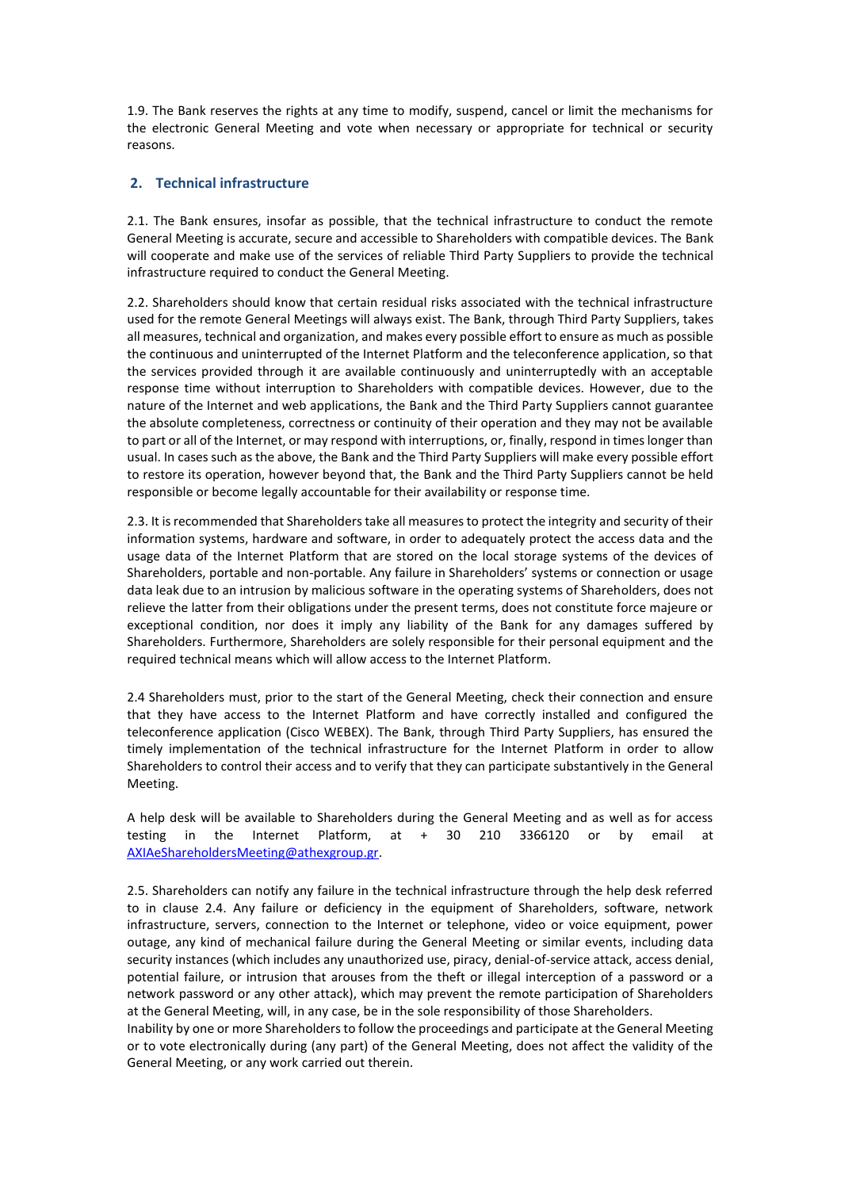1.9. The Bank reserves the rights at any time to modify, suspend, cancel or limit the mechanisms for the electronic General Meeting and vote when necessary or appropriate for technical or security reasons.

## 2. Technical infrastructure

2.1. The Bank ensures, insofar as possible, that the technical infrastructure to conduct the remote General Meeting is accurate, secure and accessible to Shareholders with compatible devices. The Bank will cooperate and make use of the services of reliable Third Party Suppliers to provide the technical infrastructure required to conduct the General Meeting.

2.2. Shareholders should know that certain residual risks associated with the technical infrastructure used for the remote General Meetings will always exist. The Bank, through Third Party Suppliers, takes all measures, technical and organization, and makes every possible effort to ensure as much as possible the continuous and uninterrupted of the Internet Platform and the teleconference application, so that the services provided through it are available continuously and uninterruptedly with an acceptable response time without interruption to Shareholders with compatible devices. However, due to the nature of the Internet and web applications, the Bank and the Third Party Suppliers cannot guarantee the absolute completeness, correctness or continuity of their operation and they may not be available to part or all of the Internet, or may respond with interruptions, or, finally, respond in times longer than usual. In cases such as the above, the Bank and the Third Party Suppliers will make every possible effort to restore its operation, however beyond that, the Bank and the Third Party Suppliers cannot be held responsible or become legally accountable for their availability or response time.

2.3. It is recommended that Shareholders take all measures to protect the integrity and security of their information systems, hardware and software, in order to adequately protect the access data and the usage data of the Internet Platform that are stored on the local storage systems of the devices of Shareholders, portable and non-portable. Any failure in Shareholders' systems or connection or usage data leak due to an intrusion by malicious software in the operating systems of Shareholders, does not relieve the latter from their obligations under the present terms, does not constitute force majeure or exceptional condition, nor does it imply any liability of the Bank for any damages suffered by Shareholders. Furthermore, Shareholders are solely responsible for their personal equipment and the required technical means which will allow access to the Internet Platform.

2.4 Shareholders must, prior to the start of the General Meeting, check their connection and ensure that they have access to the Internet Platform and have correctly installed and configured the teleconference application (Cisco WEBEX). The Bank, through Third Party Suppliers, has ensured the timely implementation of the technical infrastructure for the Internet Platform in order to allow Shareholders to control their access and to verify that they can participate substantively in the General Meeting.

A help desk will be available to Shareholders during the General Meeting and as well as for access testing in the Internet Platform, at + 30 210 3366120 or by email at AXIAeShareholdersMeeting@athexgroup.gr.

2.5. Shareholders can notify any failure in the technical infrastructure through the help desk referred to in clause 2.4. Any failure or deficiency in the equipment of Shareholders, software, network infrastructure, servers, connection to the Internet or telephone, video or voice equipment, power outage, any kind of mechanical failure during the General Meeting or similar events, including data security instances (which includes any unauthorized use, piracy, denial-of-service attack, access denial, potential failure, or intrusion that arouses from the theft or illegal interception of a password or a network password or any other attack), which may prevent the remote participation of Shareholders at the General Meeting, will, in any case, be in the sole responsibility of those Shareholders.
Inability by one or more Shareholders to follow the proceedings and participate at the General Meeting or to vote electronically during (any part) of the General Meeting, does not affect the validity of the General Meeting, or any work carried out therein.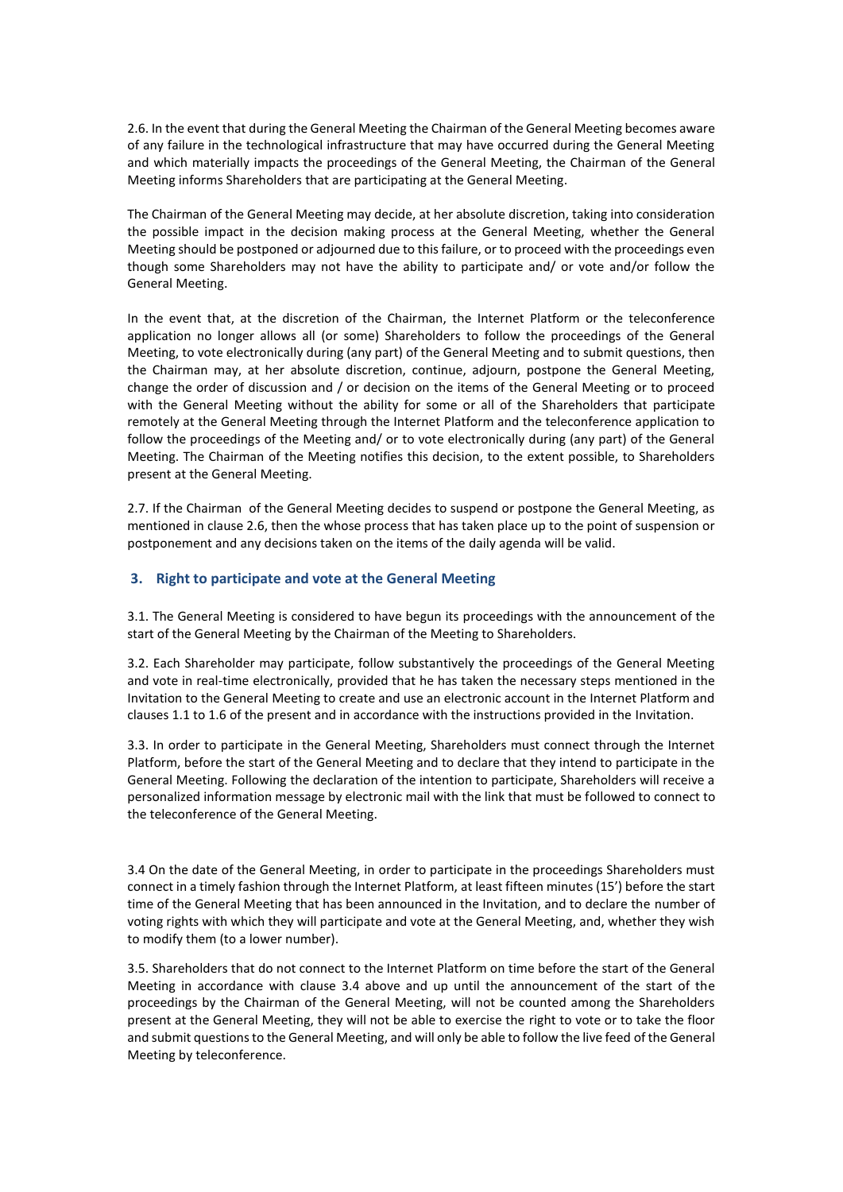2.6. In the event that during the General Meeting the Chairman of the General Meeting becomes aware of any failure in the technological infrastructure that may have occurred during the General Meeting and which materially impacts the proceedings of the General Meeting, the Chairman of the General Meeting informs Shareholders that are participating at the General Meeting.

The Chairman of the General Meeting may decide, at her absolute discretion, taking into consideration the possible impact in the decision making process at the General Meeting, whether the General Meeting should be postponed or adjourned due to this failure, or to proceed with the proceedings even though some Shareholders may not have the ability to participate and/ or vote and/or follow the General Meeting.

In the event that, at the discretion of the Chairman, the Internet Platform or the teleconference application no longer allows all (or some) Shareholders to follow the proceedings of the General Meeting, to vote electronically during (any part) of the General Meeting and to submit questions, then the Chairman may, at her absolute discretion, continue, adjourn, postpone the General Meeting, change the order of discussion and / or decision on the items of the General Meeting or to proceed with the General Meeting without the ability for some or all of the Shareholders that participate remotely at the General Meeting through the Internet Platform and the teleconference application to follow the proceedings of the Meeting and/ or to vote electronically during (any part) of the General Meeting. The Chairman of the Meeting notifies this decision, to the extent possible, to Shareholders present at the General Meeting.

2.7. If the Chairman of the General Meeting decides to suspend or postpone the General Meeting, as mentioned in clause 2.6, then the whose process that has taken place up to the point of suspension or postponement and any decisions taken on the items of the daily agenda will be valid.

## 3. Right to participate and vote at the General Meeting

3.1. The General Meeting is considered to have begun its proceedings with the announcement of the start of the General Meeting by the Chairman of the Meeting to Shareholders.

3.2. Each Shareholder may participate, follow substantively the proceedings of the General Meeting and vote in real-time electronically, provided that he has taken the necessary steps mentioned in the Invitation to the General Meeting to create and use an electronic account in the Internet Platform and clauses 1.1 to 1.6 of the present and in accordance with the instructions provided in the Invitation.

3.3. In order to participate in the General Meeting, Shareholders must connect through the Internet Platform, before the start of the General Meeting and to declare that they intend to participate in the General Meeting. Following the declaration of the intention to participate, Shareholders will receive a personalized information message by electronic mail with the link that must be followed to connect to the teleconference of the General Meeting.

3.4 On the date of the General Meeting, in order to participate in the proceedings Shareholders must connect in a timely fashion through the Internet Platform, at least fifteen minutes (15') before the start time of the General Meeting that has been announced in the Invitation, and to declare the number of voting rights with which they will participate and vote at the General Meeting, and, whether they wish to modify them (to a lower number).

3.5. Shareholders that do not connect to the Internet Platform on time before the start of the General Meeting in accordance with clause 3.4 above and up until the announcement of the start of the proceedings by the Chairman of the General Meeting, will not be counted among the Shareholders present at the General Meeting, they will not be able to exercise the right to vote or to take the floor and submit questions to the General Meeting, and will only be able to follow the live feed of the General Meeting by teleconference.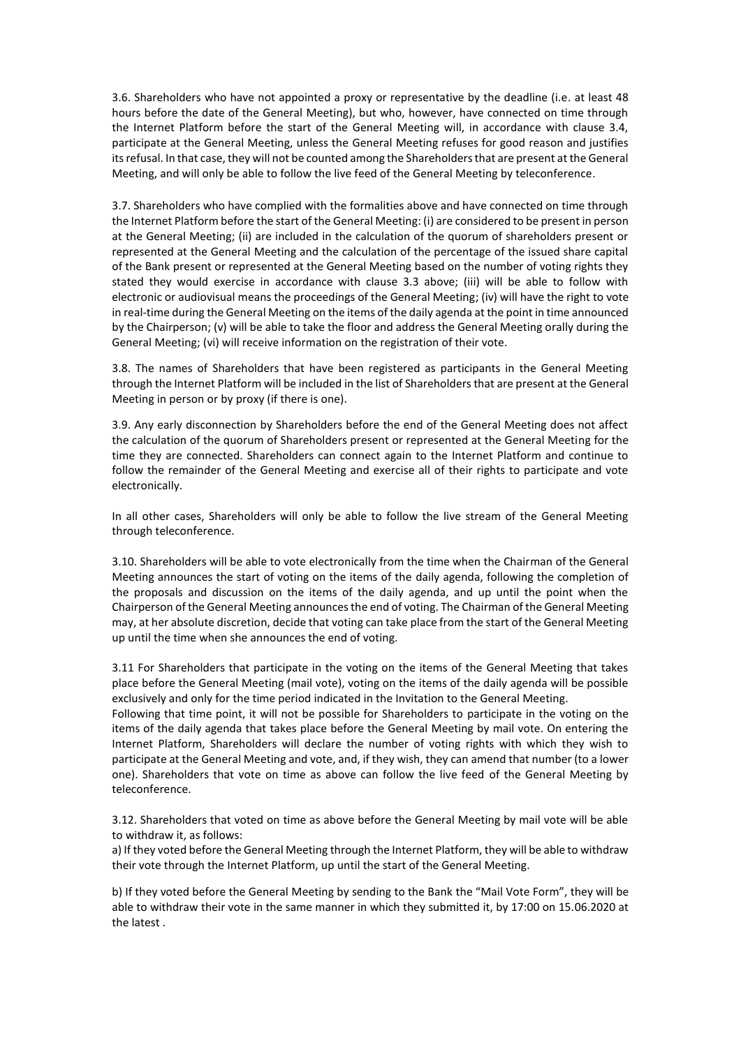3.6. Shareholders who have not appointed a proxy or representative by the deadline (i.e. at least 48 hours before the date of the General Meeting), but who, however, have connected on time through the Internet Platform before the start of the General Meeting will, in accordance with clause 3.4, participate at the General Meeting, unless the General Meeting refuses for good reason and justifies its refusal. In that case, they will not be counted among the Shareholders that are present at the General Meeting, and will only be able to follow the live feed of the General Meeting by teleconference.

3.7. Shareholders who have complied with the formalities above and have connected on time through the Internet Platform before the start of the General Meeting: (i) are considered to be present in person at the General Meeting; (ii) are included in the calculation of the quorum of shareholders present or represented at the General Meeting and the calculation of the percentage of the issued share capital of the Bank present or represented at the General Meeting based on the number of voting rights they stated they would exercise in accordance with clause 3.3 above; (iii) will be able to follow with electronic or audiovisual means the proceedings of the General Meeting; (iv) will have the right to vote in real-time during the General Meeting on the items of the daily agenda at the point in time announced by the Chairperson; (v) will be able to take the floor and address the General Meeting orally during the General Meeting; (vi) will receive information on the registration of their vote.

3.8. The names of Shareholders that have been registered as participants in the General Meeting through the Internet Platform will be included in the list of Shareholders that are present at the General Meeting in person or by proxy (if there is one).

3.9. Any early disconnection by Shareholders before the end of the General Meeting does not affect the calculation of the quorum of Shareholders present or represented at the General Meeting for the time they are connected. Shareholders can connect again to the Internet Platform and continue to follow the remainder of the General Meeting and exercise all of their rights to participate and vote electronically.

In all other cases, Shareholders will only be able to follow the live stream of the General Meeting through teleconference.

3.10. Shareholders will be able to vote electronically from the time when the Chairman of the General Meeting announces the start of voting on the items of the daily agenda, following the completion of the proposals and discussion on the items of the daily agenda, and up until the point when the Chairperson of the General Meeting announces the end of voting. The Chairman of the General Meeting may, at her absolute discretion, decide that voting can take place from the start of the General Meeting up until the time when she announces the end of voting.

3.11 For Shareholders that participate in the voting on the items of the General Meeting that takes place before the General Meeting (mail vote), voting on the items of the daily agenda will be possible exclusively and only for the time period indicated in the Invitation to the General Meeting.
Following that time point, it will not be possible for Shareholders to participate in the voting on the items of the daily agenda that takes place before the General Meeting by mail vote. On entering the Internet Platform, Shareholders will declare the number of voting rights with which they wish to participate at the General Meeting and vote, and, if they wish, they can amend that number (to a lower one). Shareholders that vote on time as above can follow the live feed of the General Meeting by teleconference.

3.12. Shareholders that voted on time as above before the General Meeting by mail vote will be able to withdraw it, as follows:
a) If they voted before the General Meeting through the Internet Platform, they will be able to withdraw their vote through the Internet Platform, up until the start of the General Meeting.

b) If they voted before the General Meeting by sending to the Bank the "Mail Vote Form", they will be able to withdraw their vote in the same manner in which they submitted it, by 17:00 on 15.06.2020 at the latest .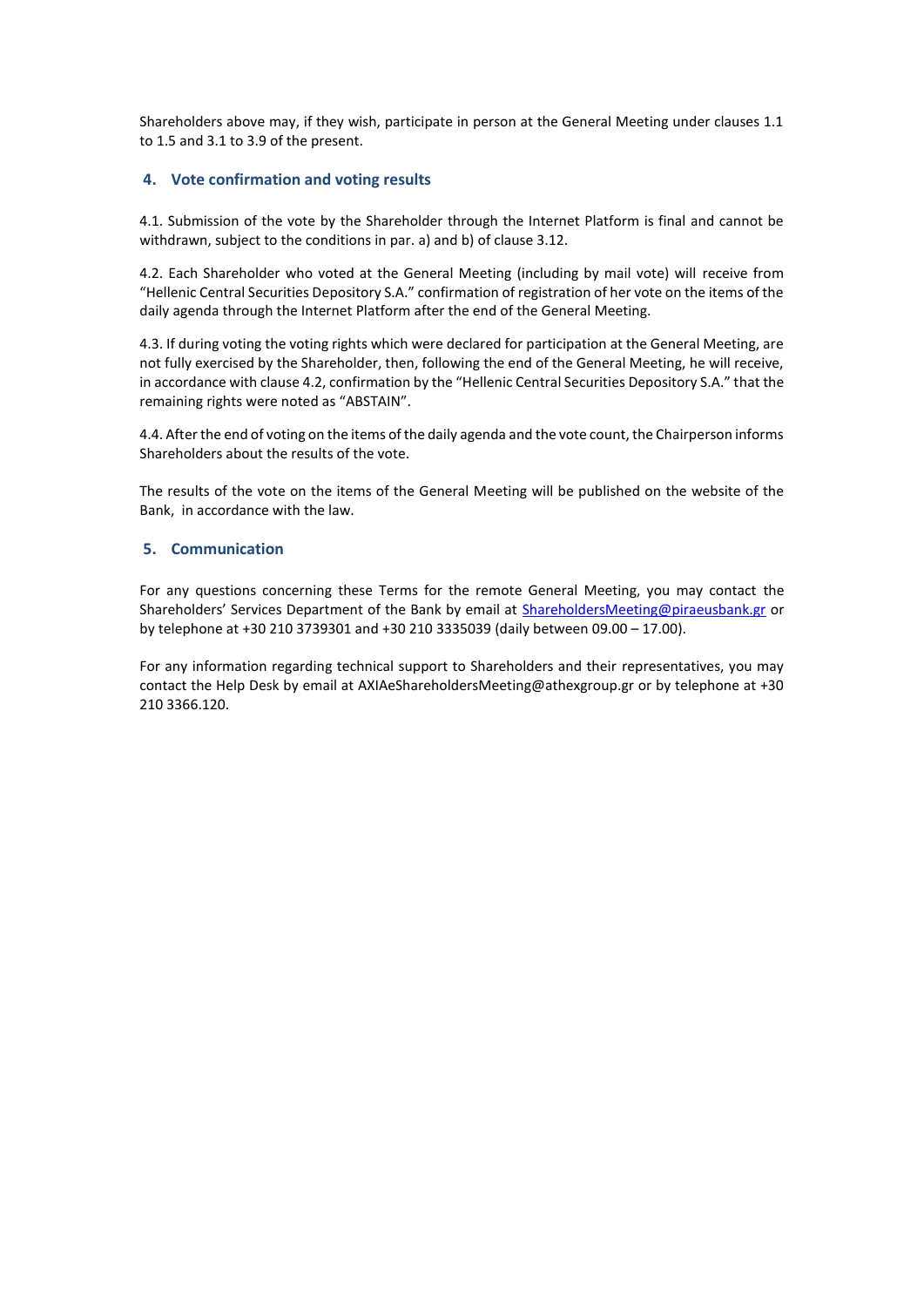Shareholders above may, if they wish, participate in person at the General Meeting under clauses 1.1 to 1.5 and 3.1 to 3.9 of the present.

## 4. Vote confirmation and voting results

4.1. Submission of the vote by the Shareholder through the Internet Platform is final and cannot be withdrawn, subject to the conditions in par. a) and b) of clause 3.12.

4.2. Each Shareholder who voted at the General Meeting (including by mail vote) will receive from "Hellenic Central Securities Depository S.A." confirmation of registration of her vote on the items of the daily agenda through the Internet Platform after the end of the General Meeting.

4.3. If during voting the voting rights which were declared for participation at the General Meeting, are not fully exercised by the Shareholder, then, following the end of the General Meeting, he will receive, in accordance with clause 4.2, confirmation by the "Hellenic Central Securities Depository S.A." that the remaining rights were noted as "ABSTAIN".

4.4. After the end of voting on the items of the daily agenda and the vote count, the Chairperson informs Shareholders about the results of the vote.

The results of the vote on the items of the General Meeting will be published on the website of the Bank, in accordance with the law.

## 5. Communication

For any questions concerning these Terms for the remote General Meeting, you may contact the Shareholders' Services Department of the Bank by email at ShareholdersMeeting@piraeusbank.gr or by telephone at +30 210 3739301 and +30 210 3335039 (daily between 09.00 – 17.00).

For any information regarding technical support to Shareholders and their representatives, you may contact the Help Desk by email at AXIAeShareholdersMeeting@athexgroup.gr or by telephone at +30 210 3366.120.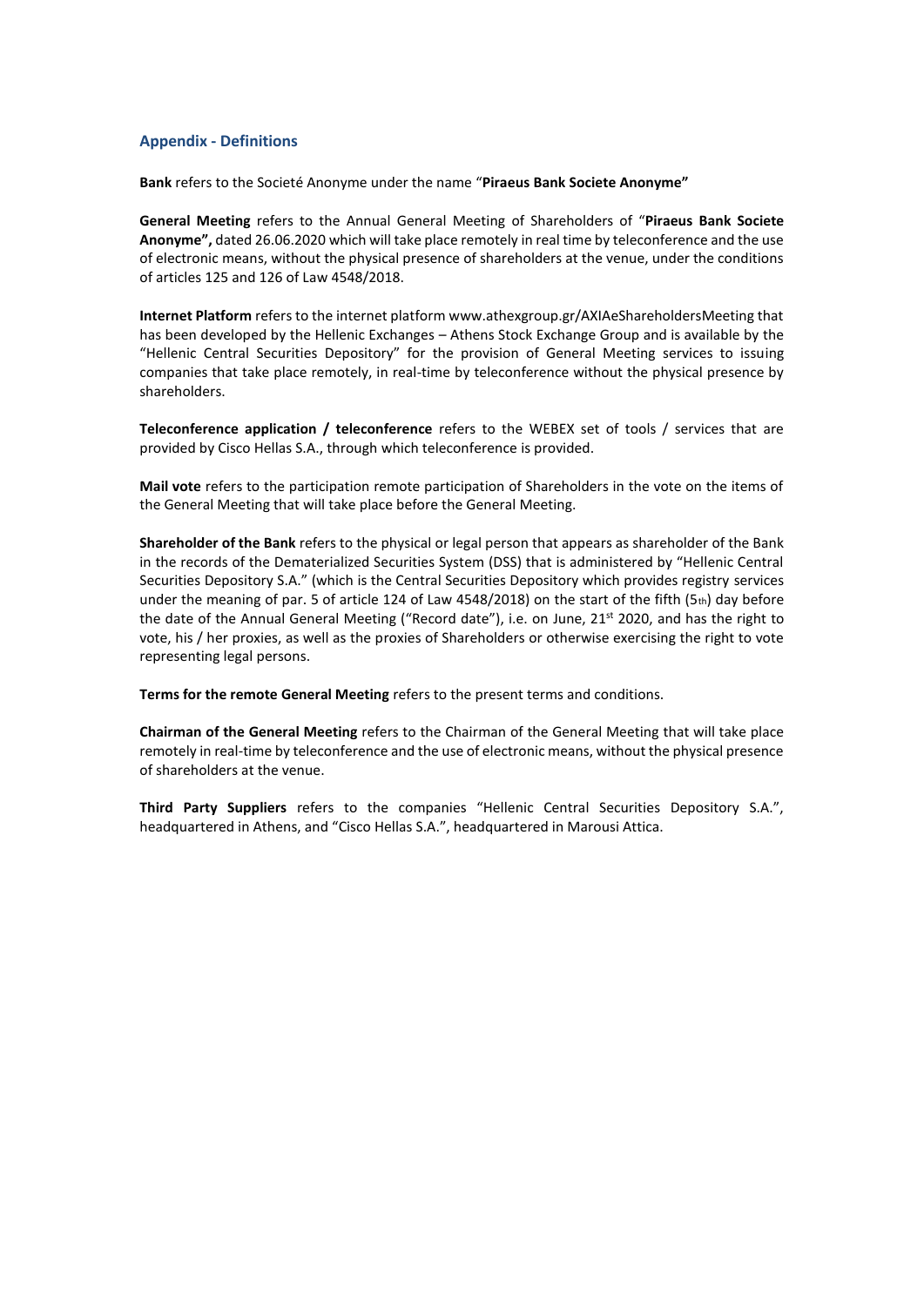## Appendix - Definitions

**Bank** refers to the Societé Anonyme under the name "**Piraeus Bank Societe Anonyme"**

**General Meeting** refers to the Annual General Meeting of Shareholders of "**Piraeus Bank Societe Anonyme",** dated 26.06.2020 which will take place remotely in real time by teleconference and the use of electronic means, without the physical presence of shareholders at the venue, under the conditions of articles 125 and 126 of Law 4548/2018.

**Internet Platform** refers to the internet platform www.athexgroup.gr/AXIAeShareholdersMeeting that has been developed by the Hellenic Exchanges – Athens Stock Exchange Group and is available by the "Hellenic Central Securities Depository" for the provision of General Meeting services to issuing companies that take place remotely, in real-time by teleconference without the physical presence by shareholders.

**Teleconference application / teleconference** refers to the WEBEX set of tools / services that are provided by Cisco Hellas S.A., through which teleconference is provided.

**Mail vote** refers to the participation remote participation of Shareholders in the vote on the items of the General Meeting that will take place before the General Meeting.

**Shareholder of the Bank** refers to the physical or legal person that appears as shareholder of the Bank in the records of the Dematerialized Securities System (DSS) that is administered by "Hellenic Central Securities Depository S.A." (which is the Central Securities Depository which provides registry services under the meaning of par. 5 of article 124 of Law 4548/2018) on the start of the fifth (5th) day before the date of the Annual General Meeting ("Record date"), i.e. on June, 21st 2020, and has the right to vote, his / her proxies, as well as the proxies of Shareholders or otherwise exercising the right to vote representing legal persons.

**Terms for the remote General Meeting** refers to the present terms and conditions.

**Chairman of the General Meeting** refers to the Chairman of the General Meeting that will take place remotely in real-time by teleconference and the use of electronic means, without the physical presence of shareholders at the venue.

**Third Party Suppliers** refers to the companies "Hellenic Central Securities Depository S.A.", headquartered in Athens, and "Cisco Hellas S.A.", headquartered in Marousi Attica.